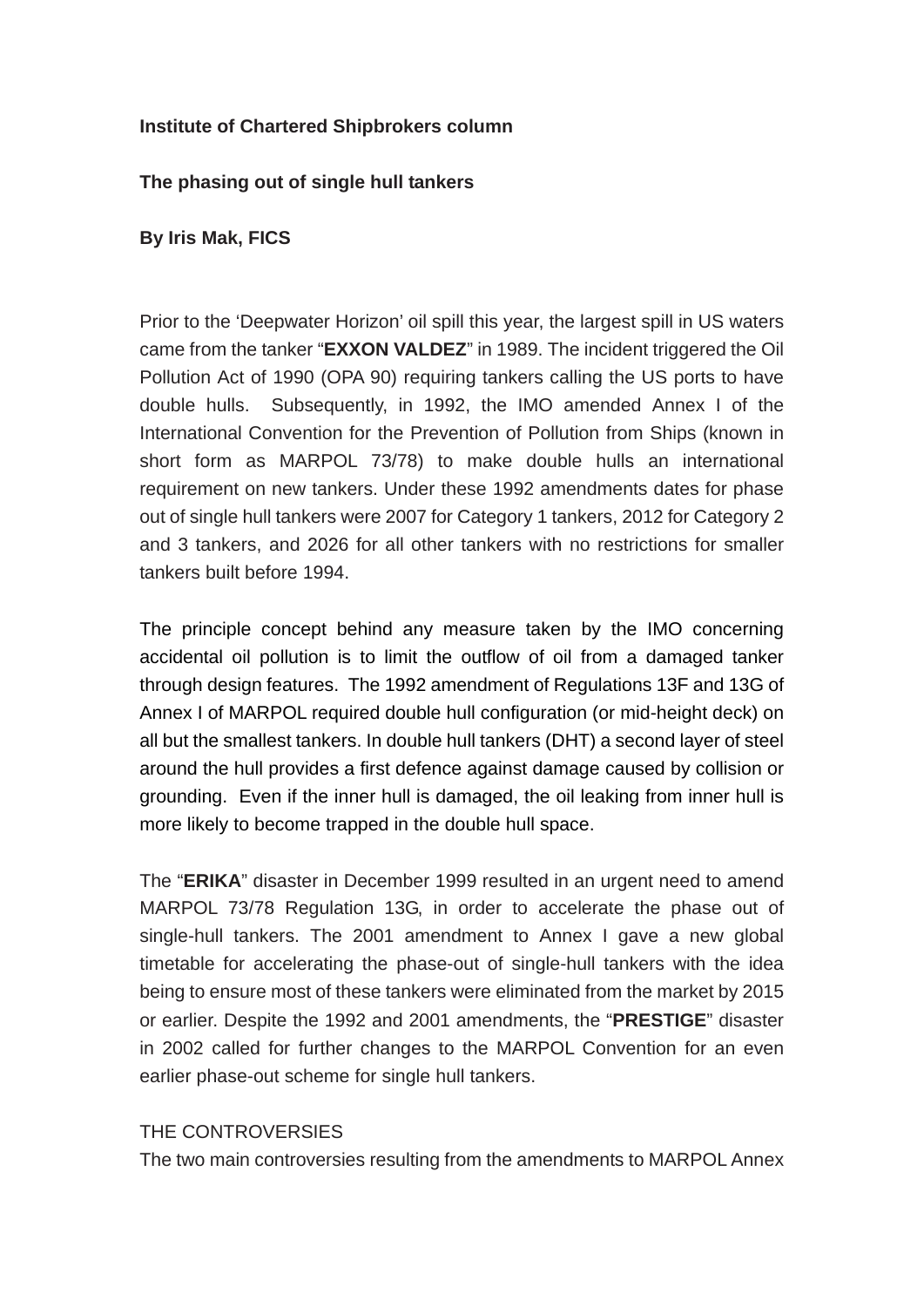**Institute of Chartered Shipbrokers column**

**The phasing out of single hull tankers**

**By Iris Mak, FICS**

Prior to the 'Deepwater Horizon' oil spill this year, the largest spill in US waters came from the tanker "**EXXON VALDEZ**" in 1989. The incident triggered the Oil Pollution Act of 1990 (OPA 90) requiring tankers calling the US ports to have double hulls. Subsequently, in 1992, the IMO amended Annex I of the International Convention for the Prevention of Pollution from Ships (known in short form as MARPOL 73/78) to make double hulls an international requirement on new tankers. Under these 1992 amendments dates for phase out of single hull tankers were 2007 for Category 1 tankers, 2012 for Category 2 and 3 tankers, and 2026 for all other tankers with no restrictions for smaller tankers built before 1994.

The principle concept behind any measure taken by the IMO concerning accidental oil pollution is to limit the outflow of oil from a damaged tanker through design features. The 1992 amendment of Regulations 13F and 13G of Annex I of MARPOL required double hull configuration (or mid-height deck) on all but the smallest tankers. In double hull tankers (DHT) a second layer of steel around the hull provides a first defence against damage caused by collision or grounding. Even if the inner hull is damaged, the oil leaking from inner hull is more likely to become trapped in the double hull space.

The "**ERIKA**" disaster in December 1999 resulted in an urgent need to amend MARPOL 73/78 Regulation 13G, in order to accelerate the phase out of single-hull tankers. The 2001 amendment to Annex I gave a new global timetable for accelerating the phase-out of single-hull tankers with the idea being to ensure most of these tankers were eliminated from the market by 2015 or earlier. Despite the 1992 and 2001 amendments, the "**PRESTIGE**" disaster in 2002 called for further changes to the MARPOL Convention for an even earlier phase-out scheme for single hull tankers.

THE CONTROVERSIES

The two main controversies resulting from the amendments to MARPOL Annex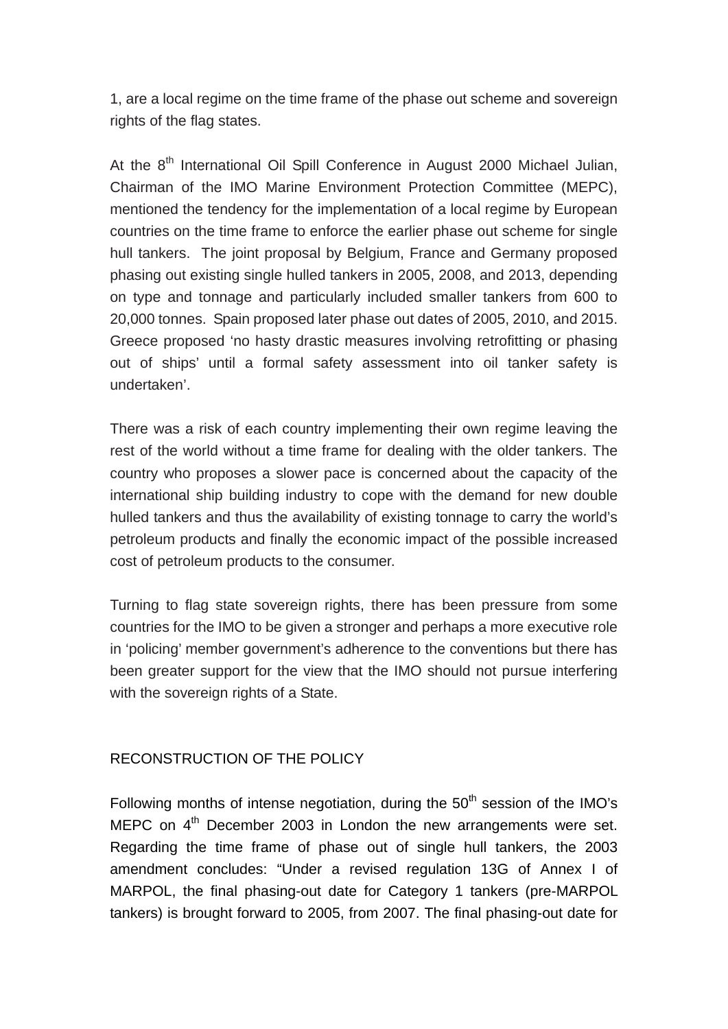1, are a local regime on the time frame of the phase out scheme and sovereign rights of the flag states.

At the 8th International Oil Spill Conference in August 2000 Michael Julian, Chairman of the IMO Marine Environment Protection Committee (MEPC), mentioned the tendency for the implementation of a local regime by European countries on the time frame to enforce the earlier phase out scheme for single hull tankers. The joint proposal by Belgium, France and Germany proposed phasing out existing single hulled tankers in 2005, 2008, and 2013, depending on type and tonnage and particularly included smaller tankers from 600 to 20,000 tonnes. Spain proposed later phase out dates of 2005, 2010, and 2015. Greece proposed 'no hasty drastic measures involving retrofitting or phasing out of ships' until a formal safety assessment into oil tanker safety is undertaken'.

There was a risk of each country implementing their own regime leaving the rest of the world without a time frame for dealing with the older tankers. The country who proposes a slower pace is concerned about the capacity of the international ship building industry to cope with the demand for new double hulled tankers and thus the availability of existing tonnage to carry the world's petroleum products and finally the economic impact of the possible increased cost of petroleum products to the consumer.

Turning to flag state sovereign rights, there has been pressure from some countries for the IMO to be given a stronger and perhaps a more executive role in 'policing' member government's adherence to the conventions but there has been greater support for the view that the IMO should not pursue interfering with the sovereign rights of a State.

## RECONSTRUCTION OF THE POLICY

Following months of intense negotiation, during the 50th session of the IMO's MEPC on 4th December 2003 in London the new arrangements were set. Regarding the time frame of phase out of single hull tankers, the 2003 amendment concludes: "Under a revised regulation 13G of Annex I of MARPOL, the final phasing-out date for Category 1 tankers (pre-MARPOL tankers) is brought forward to 2005, from 2007. The final phasing-out date for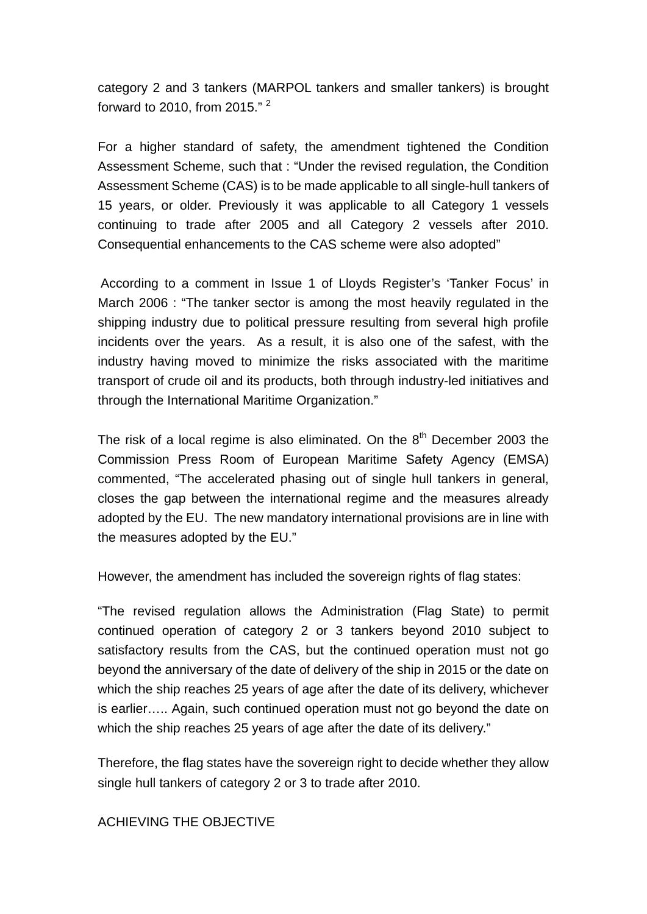category 2 and 3 tankers (MARPOL tankers and smaller tankers) is brought forward to 2010, from 2015." [2]

For a higher standard of safety, the amendment tightened the Condition Assessment Scheme, such that : "Under the revised regulation, the Condition Assessment Scheme (CAS) is to be made applicable to all single-hull tankers of 15 years, or older. Previously it was applicable to all Category 1 vessels continuing to trade after 2005 and all Category 2 vessels after 2010. Consequential enhancements to the CAS scheme were also adopted"

According to a comment in Issue 1 of Lloyds Register's 'Tanker Focus' in March 2006 : "The tanker sector is among the most heavily regulated in the shipping industry due to political pressure resulting from several high profile incidents over the years. As a result, it is also one of the safest, with the industry having moved to minimize the risks associated with the maritime transport of crude oil and its products, both through industry-led initiatives and through the International Maritime Organization."

The risk of a local regime is also eliminated. On the 8th December 2003 the Commission Press Room of European Maritime Safety Agency (EMSA) commented, "The accelerated phasing out of single hull tankers in general, closes the gap between the international regime and the measures already adopted by the EU. The new mandatory international provisions are in line with the measures adopted by the EU."

However, the amendment has included the sovereign rights of flag states:

"The revised regulation allows the Administration (Flag State) to permit continued operation of category 2 or 3 tankers beyond 2010 subject to satisfactory results from the CAS, but the continued operation must not go beyond the anniversary of the date of delivery of the ship in 2015 or the date on which the ship reaches 25 years of age after the date of its delivery, whichever is earlier….. Again, such continued operation must not go beyond the date on which the ship reaches 25 years of age after the date of its delivery."

Therefore, the flag states have the sovereign right to decide whether they allow single hull tankers of category 2 or 3 to trade after 2010.

## ACHIEVING THE OBJECTIVE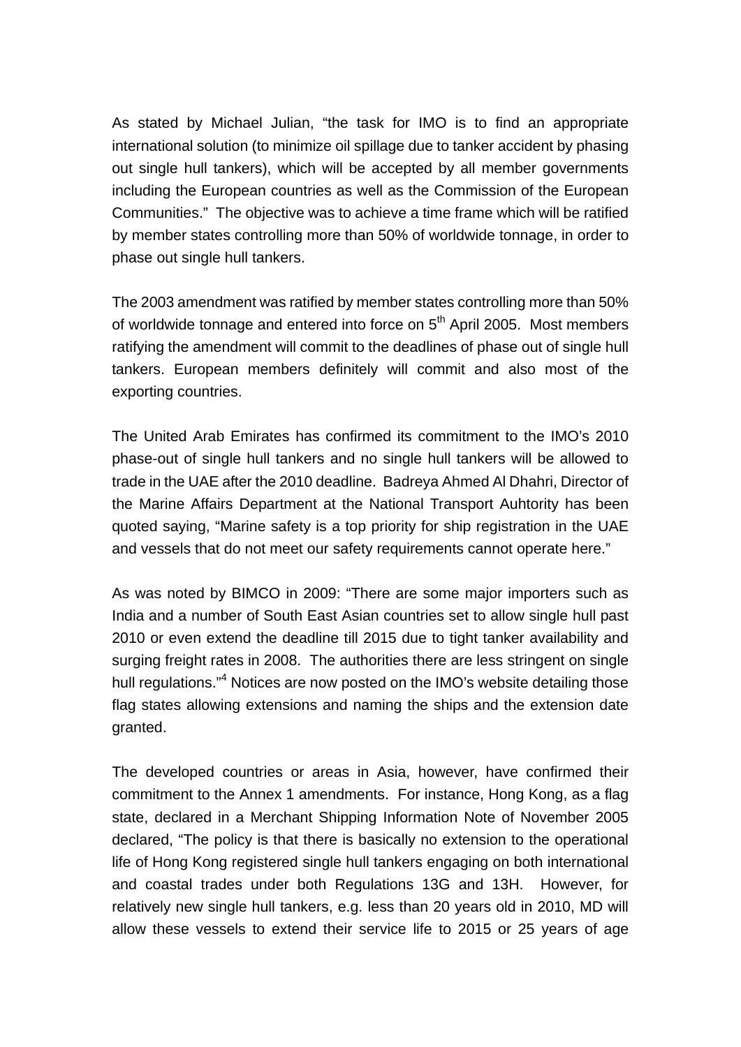As stated by Michael Julian, "the task for IMO is to find an appropriate international solution (to minimize oil spillage due to tanker accident by phasing out single hull tankers), which will be accepted by all member governments including the European countries as well as the Commission of the European Communities." The objective was to achieve a time frame which will be ratified by member states controlling more than 50% of worldwide tonnage, in order to phase out single hull tankers.

The 2003 amendment was ratified by member states controlling more than 50% of worldwide tonnage and entered into force on 5$^{th}$ April 2005. Most members ratifying the amendment will commit to the deadlines of phase out of single hull tankers. European members definitely will commit and also most of the exporting countries.

The United Arab Emirates has confirmed its commitment to the IMO's 2010 phase-out of single hull tankers and no single hull tankers will be allowed to trade in the UAE after the 2010 deadline. Badreya Ahmed Al Dhahri, Director of the Marine Affairs Department at the National Transport Auhtority has been quoted saying, "Marine safety is a top priority for ship registration in the UAE and vessels that do not meet our safety requirements cannot operate here."

As was noted by BIMCO in 2009: "There are some major importers such as India and a number of South East Asian countries set to allow single hull past 2010 or even extend the deadline till 2015 due to tight tanker availability and surging freight rates in 2008. The authorities there are less stringent on single hull regulations."[4] Notices are now posted on the IMO's website detailing those flag states allowing extensions and naming the ships and the extension date granted.

The developed countries or areas in Asia, however, have confirmed their commitment to the Annex 1 amendments. For instance, Hong Kong, as a flag state, declared in a Merchant Shipping Information Note of November 2005 declared, "The policy is that there is basically no extension to the operational life of Hong Kong registered single hull tankers engaging on both international and coastal trades under both Regulations 13G and 13H. However, for relatively new single hull tankers, e.g. less than 20 years old in 2010, MD will allow these vessels to extend their service life to 2015 or 25 years of age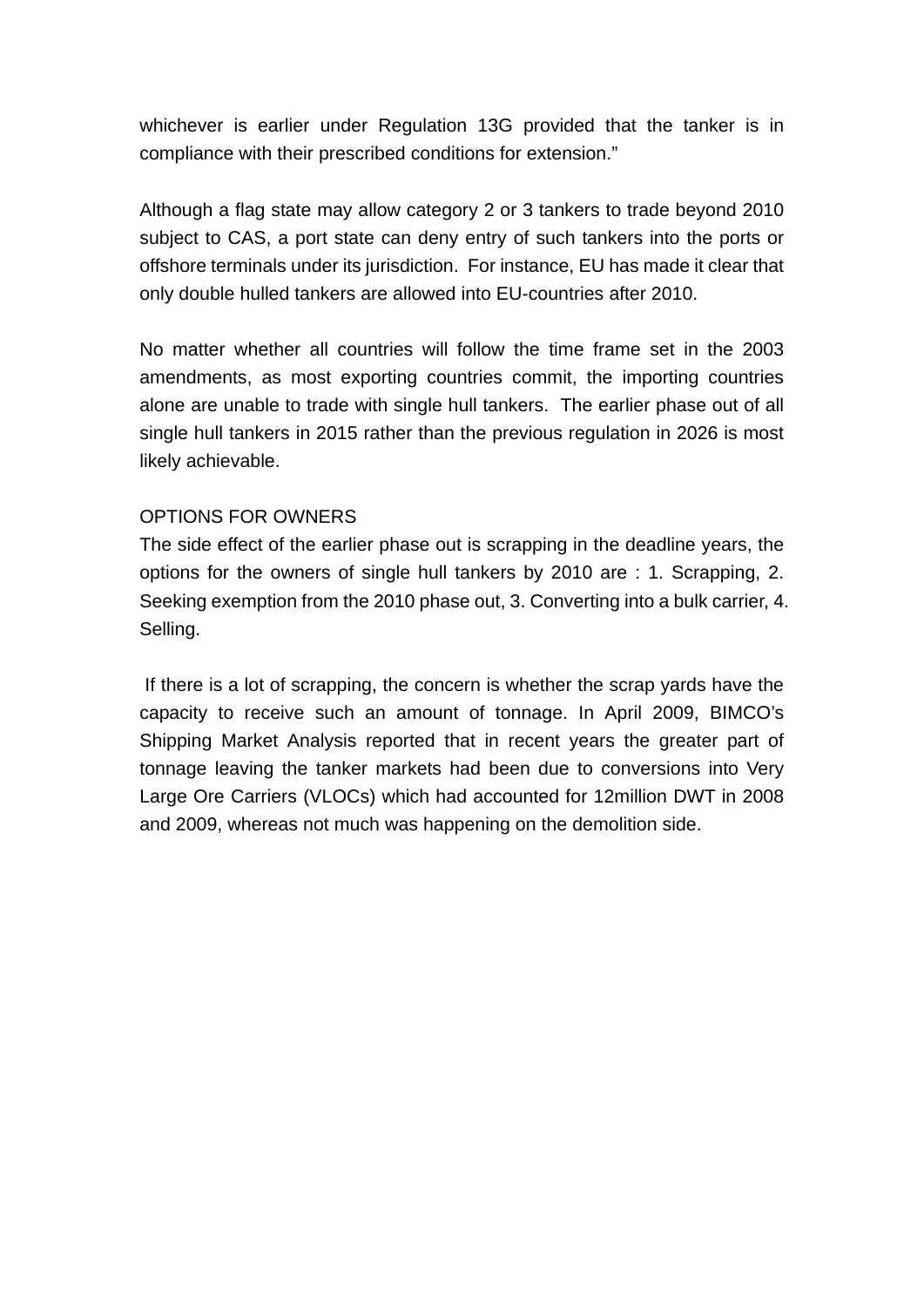whichever is earlier under Regulation 13G provided that the tanker is in compliance with their prescribed conditions for extension."

Although a flag state may allow category 2 or 3 tankers to trade beyond 2010 subject to CAS, a port state can deny entry of such tankers into the ports or offshore terminals under its jurisdiction. For instance, EU has made it clear that only double hulled tankers are allowed into EU-countries after 2010.

No matter whether all countries will follow the time frame set in the 2003 amendments, as most exporting countries commit, the importing countries alone are unable to trade with single hull tankers. The earlier phase out of all single hull tankers in 2015 rather than the previous regulation in 2026 is most likely achievable.

OPTIONS FOR OWNERS

The side effect of the earlier phase out is scrapping in the deadline years, the options for the owners of single hull tankers by 2010 are : 1. Scrapping, 2. Seeking exemption from the 2010 phase out, 3. Converting into a bulk carrier, 4. Selling.

If there is a lot of scrapping, the concern is whether the scrap yards have the capacity to receive such an amount of tonnage. In April 2009, BIMCO's Shipping Market Analysis reported that in recent years the greater part of tonnage leaving the tanker markets had been due to conversions into Very Large Ore Carriers (VLOCs) which had accounted for 12million DWT in 2008 and 2009, whereas not much was happening on the demolition side.